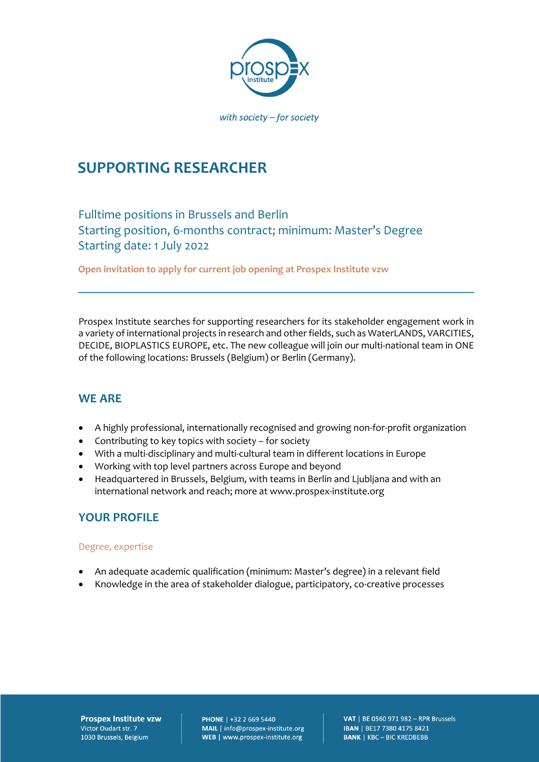*with society – for society*

# SUPPORTING RESEARCHER

## Fulltime positions in Brussels and Berlin
## Starting position, 6-months contract; minimum: Master's Degree
## Starting date: 1 July 2022

**Open invitation to apply for current job opening at Prospex Institute vzw**

---

Prospex Institute searches for supporting researchers for its stakeholder engagement work in a variety of international projects in research and other fields, such as WaterLANDS, VARCITIES, DECIDE, BIOPLASTICS EUROPE, etc. The new colleague will join our multi-national team in ONE of the following locations: Brussels (Belgium) or Berlin (Germany).

## WE ARE

- A highly professional, internationally recognised and growing non-for-profit organization
- Contributing to key topics with society – for society
- With a multi-disciplinary and multi-cultural team in different locations in Europe
- Working with top level partners across Europe and beyond
- Headquartered in Brussels, Belgium, with teams in Berlin and Ljubljana and with an international network and reach; more at www.prospex-institute.org

## YOUR PROFILE

### Degree, expertise

- An adequate academic qualification (minimum: Master's degree) in a relevant field
- Knowledge in the area of stakeholder dialogue, participatory, co-creative processes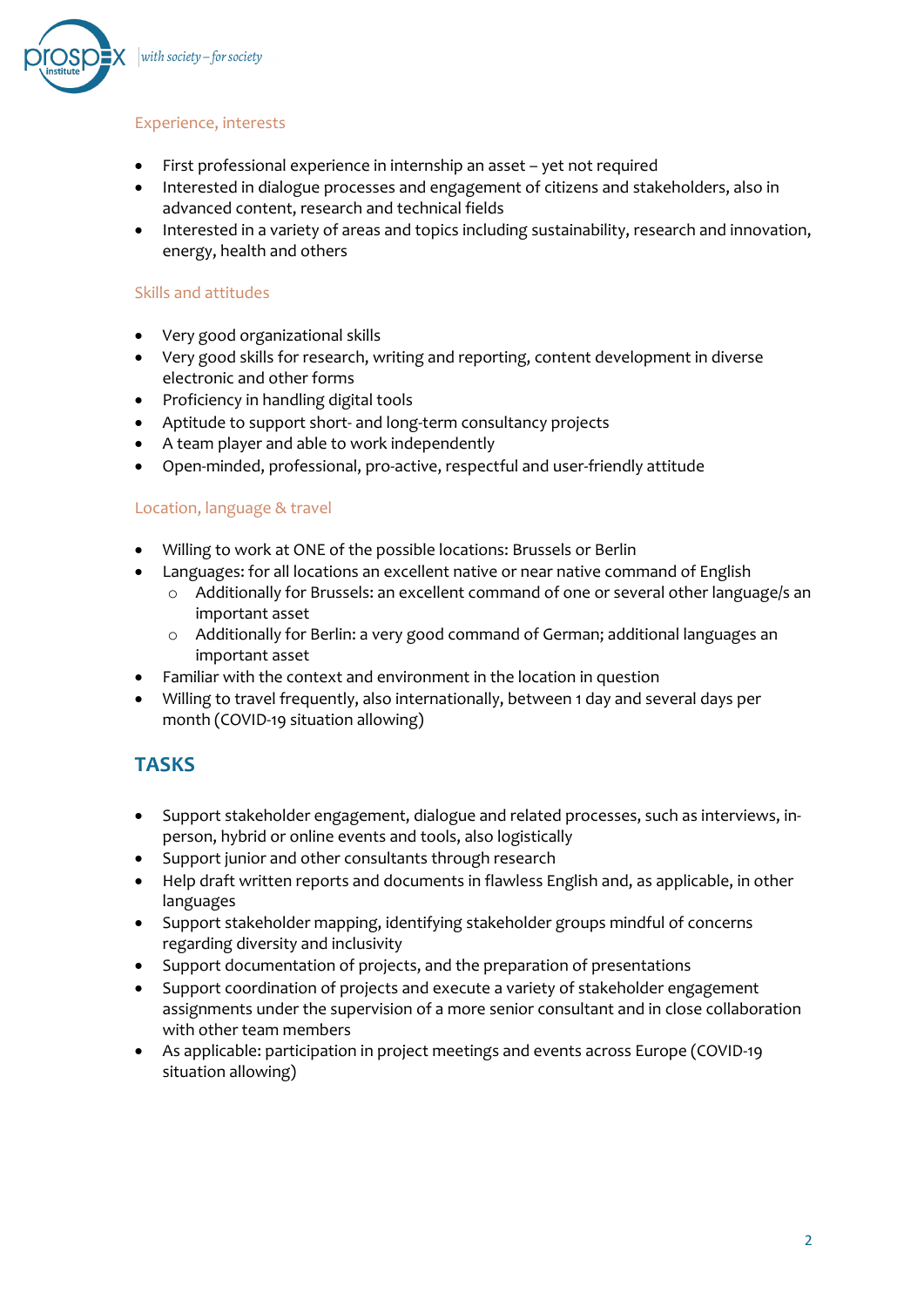### Experience, interests

- First professional experience in internship an asset – yet not required
- Interested in dialogue processes and engagement of citizens and stakeholders, also in advanced content, research and technical fields
- Interested in a variety of areas and topics including sustainability, research and innovation, energy, health and others

### Skills and attitudes

- Very good organizational skills
- Very good skills for research, writing and reporting, content development in diverse electronic and other forms
- Proficiency in handling digital tools
- Aptitude to support short- and long-term consultancy projects
- A team player and able to work independently
- Open-minded, professional, pro-active, respectful and user-friendly attitude

### Location, language & travel

- Willing to work at ONE of the possible locations: Brussels or Berlin
- Languages: for all locations an excellent native or near native command of English
  - Additionally for Brussels: an excellent command of one or several other language/s an important asset
  - Additionally for Berlin: a very good command of German; additional languages an important asset
- Familiar with the context and environment in the location in question
- Willing to travel frequently, also internationally, between 1 day and several days per month (COVID-19 situation allowing)

## TASKS

- Support stakeholder engagement, dialogue and related processes, such as interviews, in-person, hybrid or online events and tools, also logistically
- Support junior and other consultants through research
- Help draft written reports and documents in flawless English and, as applicable, in other languages
- Support stakeholder mapping, identifying stakeholder groups mindful of concerns regarding diversity and inclusivity
- Support documentation of projects, and the preparation of presentations
- Support coordination of projects and execute a variety of stakeholder engagement assignments under the supervision of a more senior consultant and in close collaboration with other team members
- As applicable: participation in project meetings and events across Europe (COVID-19 situation allowing)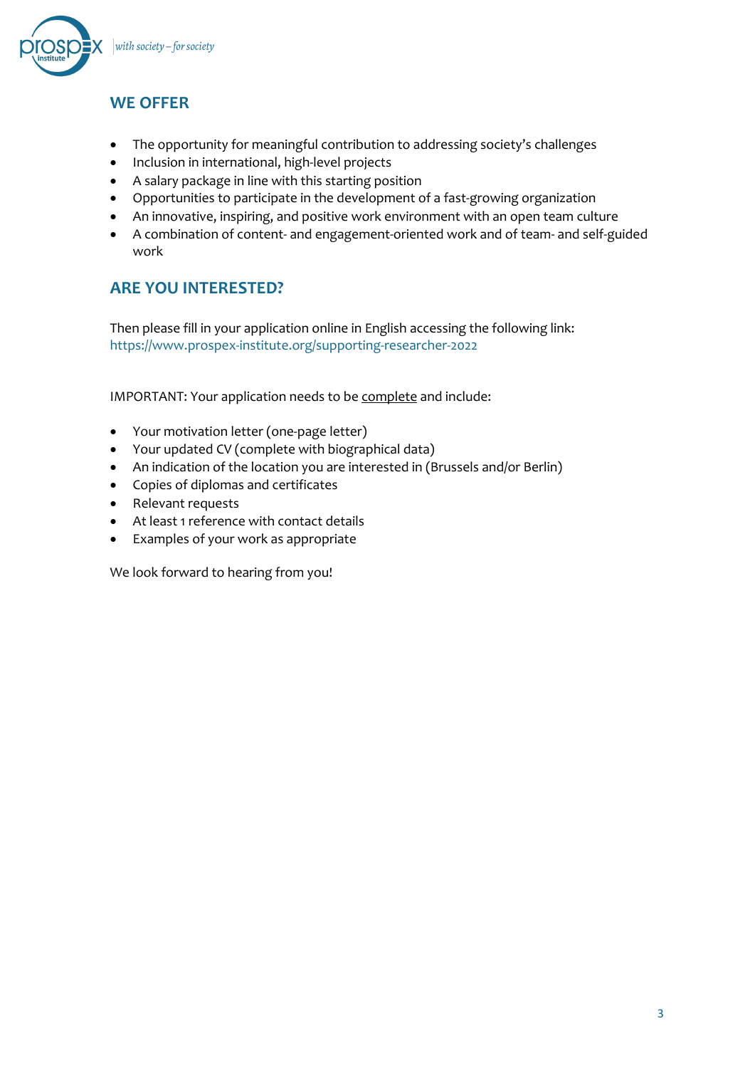## WE OFFER

- The opportunity for meaningful contribution to addressing society's challenges
- Inclusion in international, high-level projects
- A salary package in line with this starting position
- Opportunities to participate in the development of a fast-growing organization
- An innovative, inspiring, and positive work environment with an open team culture
- A combination of content- and engagement-oriented work and of team- and self-guided work

## ARE YOU INTERESTED?

Then please fill in your application online in English accessing the following link: https://www.prospex-institute.org/supporting-researcher-2022

IMPORTANT: Your application needs to be complete and include:

- Your motivation letter (one-page letter)
- Your updated CV (complete with biographical data)
- An indication of the location you are interested in (Brussels and/or Berlin)
- Copies of diplomas and certificates
- Relevant requests
- At least 1 reference with contact details
- Examples of your work as appropriate

We look forward to hearing from you!